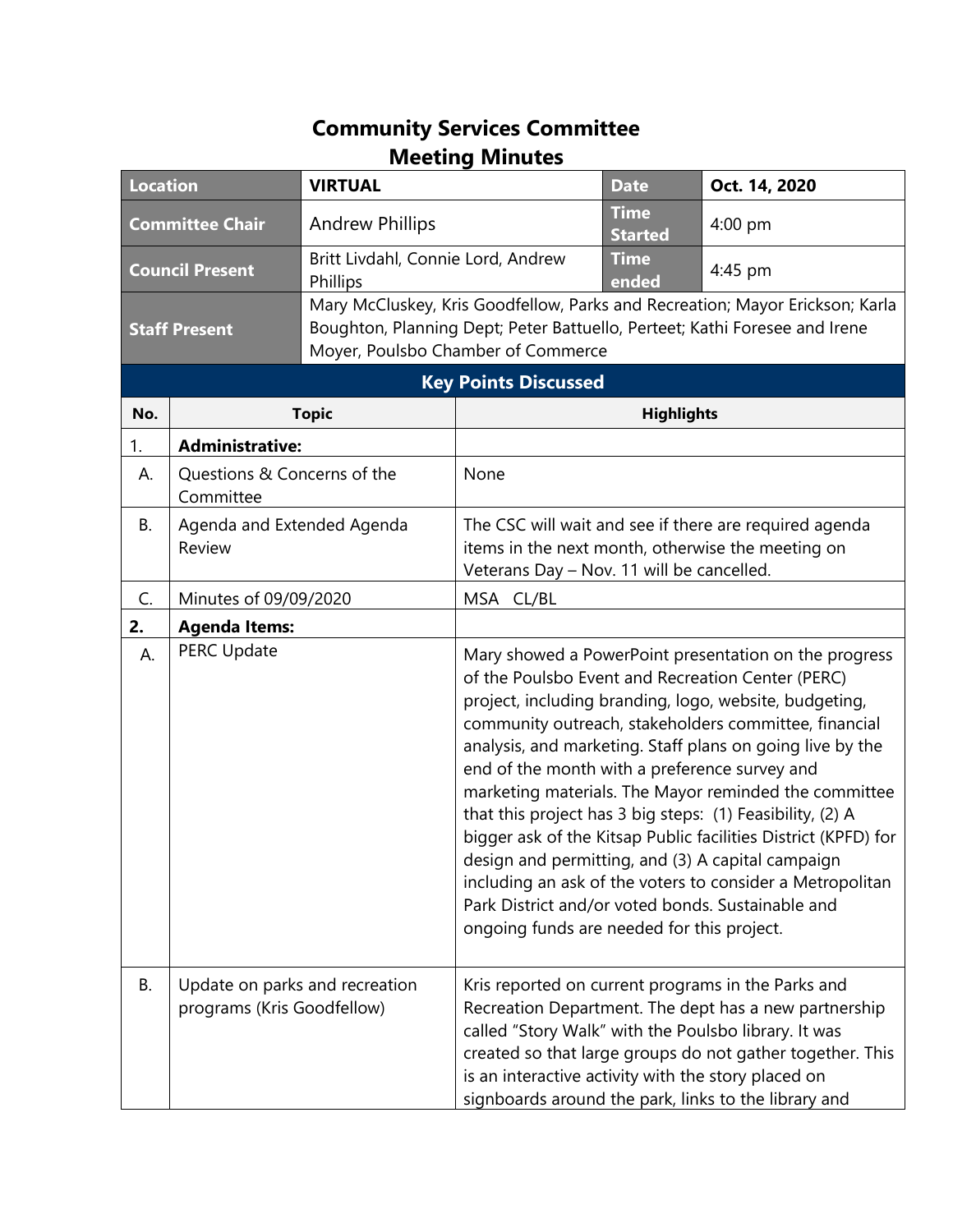# Community Services Committee
# Meeting Minutes

| Location | VIRTUAL | Date | Oct. 14, 2020 |
|---|---|---|---|
| Committee Chair | Andrew Phillips | Time Started | 4:00 pm |
| Council Present | Britt Livdahl, Connie Lord, Andrew Phillips | Time ended | 4:45 pm |
| Staff Present | Mary McCluskey, Kris Goodfellow, Parks and Recreation; Mayor Erickson; Karla Boughton, Planning Dept; Peter Battuello, Perteet; Kathi Foresee and Irene Moyer, Poulsbo Chamber of Commerce | | |

## Key Points Discussed

| No. | Topic | Highlights |
|---|---|---|
| 1. | **Administrative:** | |
| A. | Questions & Concerns of the Committee | None |
| B. | Agenda and Extended Agenda Review | The CSC will wait and see if there are required agenda items in the next month, otherwise the meeting on Veterans Day – Nov. 11 will be cancelled. |
| C. | Minutes of 09/09/2020 | MSA CL/BL |
| **2.** | **Agenda Items:** | |
| A. | PERC Update | Mary showed a PowerPoint presentation on the progress of the Poulsbo Event and Recreation Center (PERC) project, including branding, logo, website, budgeting, community outreach, stakeholders committee, financial analysis, and marketing. Staff plans on going live by the end of the month with a preference survey and marketing materials. The Mayor reminded the committee that this project has 3 big steps: (1) Feasibility, (2) A bigger ask of the Kitsap Public facilities District (KPFD) for design and permitting, and (3) A capital campaign including an ask of the voters to consider a Metropolitan Park District and/or voted bonds. Sustainable and ongoing funds are needed for this project. |
| B. | Update on parks and recreation programs (Kris Goodfellow) | Kris reported on current programs in the Parks and Recreation Department. The dept has a new partnership called "Story Walk" with the Poulsbo library. It was created so that large groups do not gather together. This is an interactive activity with the story placed on signboards around the park, links to the library and |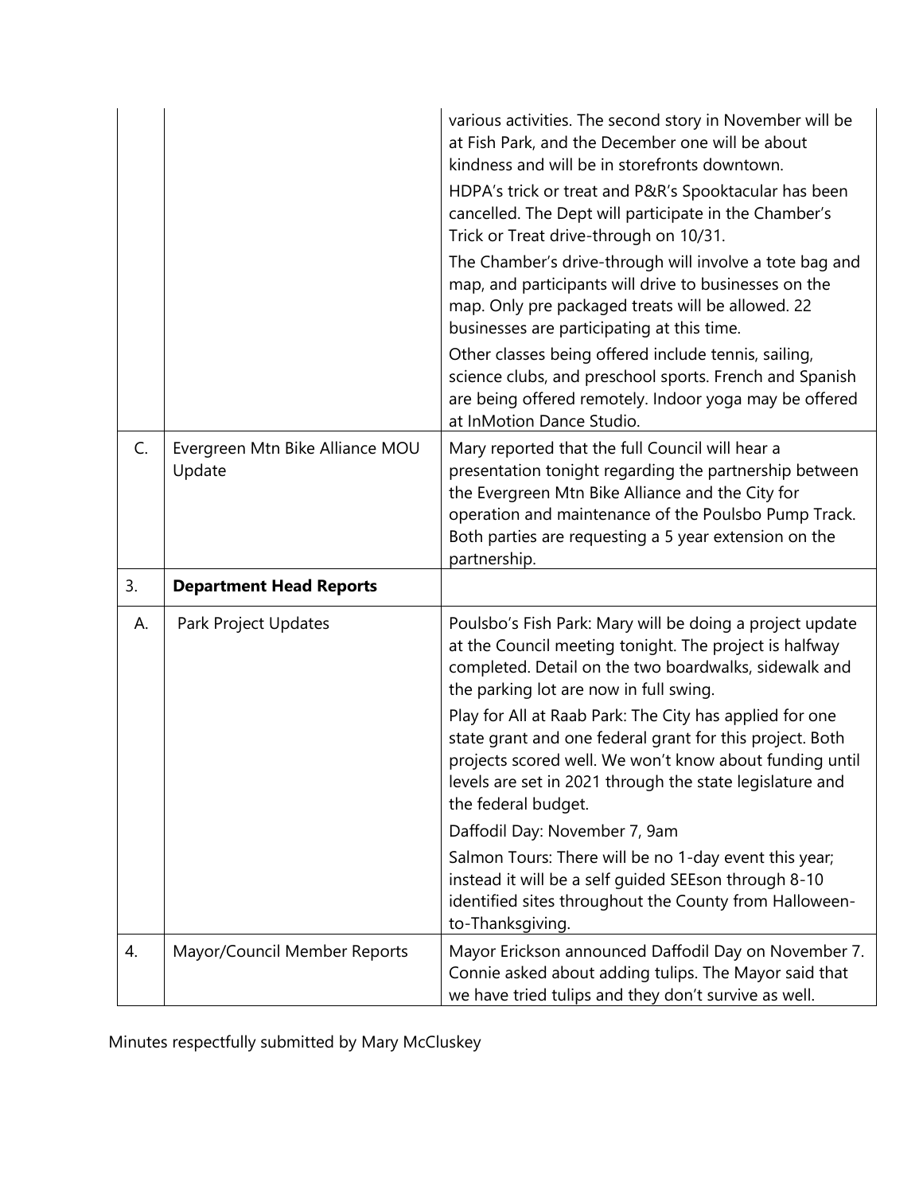| | | |
|---|---|---|
| | | various activities. The second story in November will be at Fish Park, and the December one will be about kindness and will be in storefronts downtown.<br>HDPA's trick or treat and P&R's Spooktacular has been cancelled. The Dept will participate in the Chamber's Trick or Treat drive-through on 10/31.<br>The Chamber's drive-through will involve a tote bag and map, and participants will drive to businesses on the map. Only pre packaged treats will be allowed. 22 businesses are participating at this time.<br>Other classes being offered include tennis, sailing, science clubs, and preschool sports. French and Spanish are being offered remotely. Indoor yoga may be offered at InMotion Dance Studio. |
| C. | Evergreen Mtn Bike Alliance MOU Update | Mary reported that the full Council will hear a presentation tonight regarding the partnership between the Evergreen Mtn Bike Alliance and the City for operation and maintenance of the Poulsbo Pump Track. Both parties are requesting a 5 year extension on the partnership. |
| 3. | **Department Head Reports** | |
| A. | Park Project Updates | Poulsbo's Fish Park: Mary will be doing a project update at the Council meeting tonight. The project is halfway completed. Detail on the two boardwalks, sidewalk and the parking lot are now in full swing.<br>Play for All at Raab Park: The City has applied for one state grant and one federal grant for this project. Both projects scored well. We won't know about funding until levels are set in 2021 through the state legislature and the federal budget.<br>Daffodil Day: November 7, 9am<br>Salmon Tours: There will be no 1-day event this year; instead it will be a self guided SEEson through 8-10 identified sites throughout the County from Halloween-to-Thanksgiving. |
| 4. | Mayor/Council Member Reports | Mayor Erickson announced Daffodil Day on November 7. Connie asked about adding tulips. The Mayor said that we have tried tulips and they don't survive as well. |

Minutes respectfully submitted by Mary McCluskey